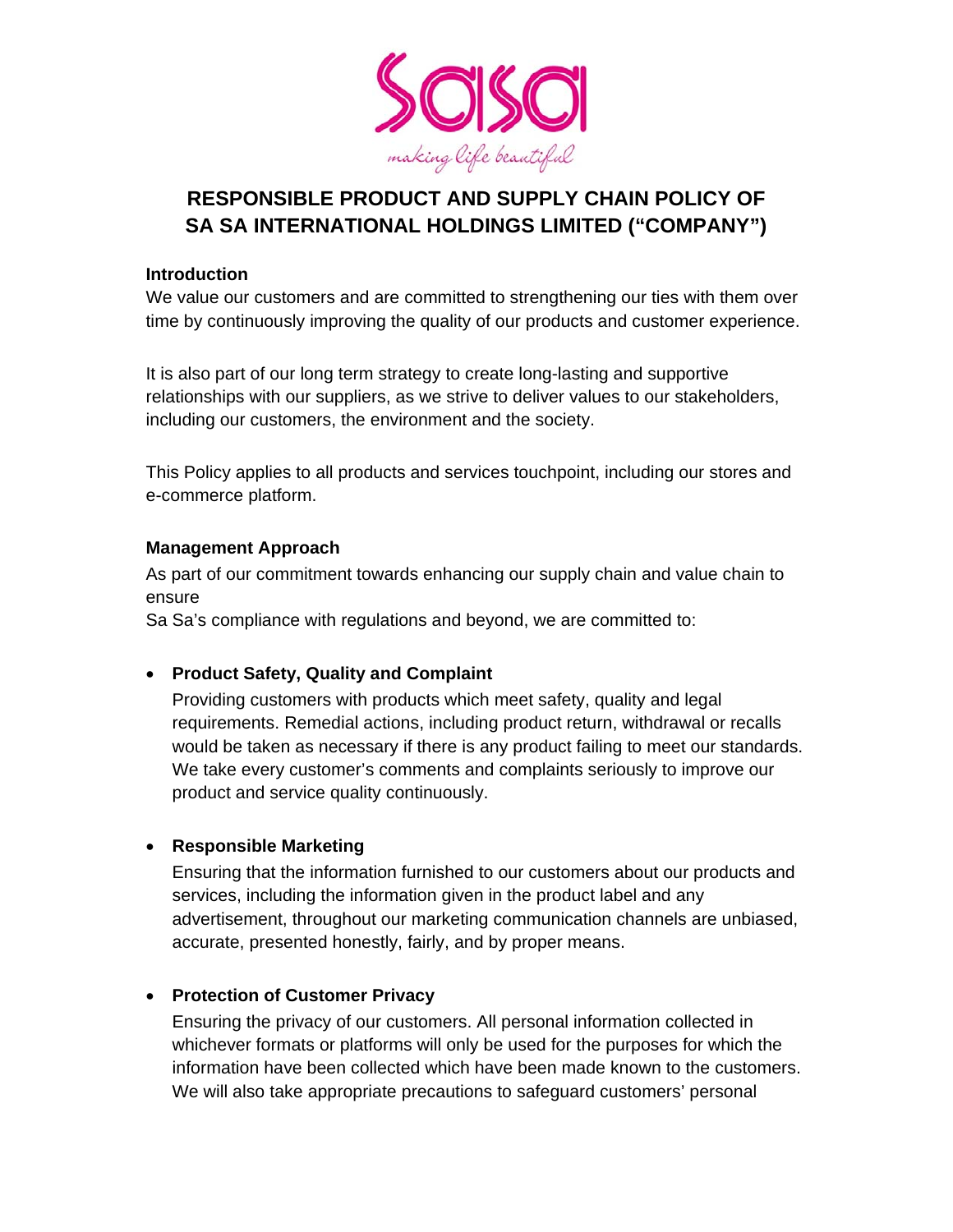# RESPONSIBLE PRODUCT AND SUPPLY CHAIN POLICY OF SA SA INTERNATIONAL HOLDINGS LIMITED ("COMPANY")

## Introduction

We value our customers and are committed to strengthening our ties with them over time by continuously improving the quality of our products and customer experience.

It is also part of our long term strategy to create long-lasting and supportive relationships with our suppliers, as we strive to deliver values to our stakeholders, including our customers, the environment and the society.

This Policy applies to all products and services touchpoint, including our stores and e-commerce platform.

## Management Approach

As part of our commitment towards enhancing our supply chain and value chain to ensure
Sa Sa's compliance with regulations and beyond, we are committed to:

- **Product Safety, Quality and Complaint**

  Providing customers with products which meet safety, quality and legal requirements. Remedial actions, including product return, withdrawal or recalls would be taken as necessary if there is any product failing to meet our standards. We take every customer's comments and complaints seriously to improve our product and service quality continuously.

- **Responsible Marketing**

  Ensuring that the information furnished to our customers about our products and services, including the information given in the product label and any advertisement, throughout our marketing communication channels are unbiased, accurate, presented honestly, fairly, and by proper means.

- **Protection of Customer Privacy**

  Ensuring the privacy of our customers. All personal information collected in whichever formats or platforms will only be used for the purposes for which the information have been collected which have been made known to the customers. We will also take appropriate precautions to safeguard customers' personal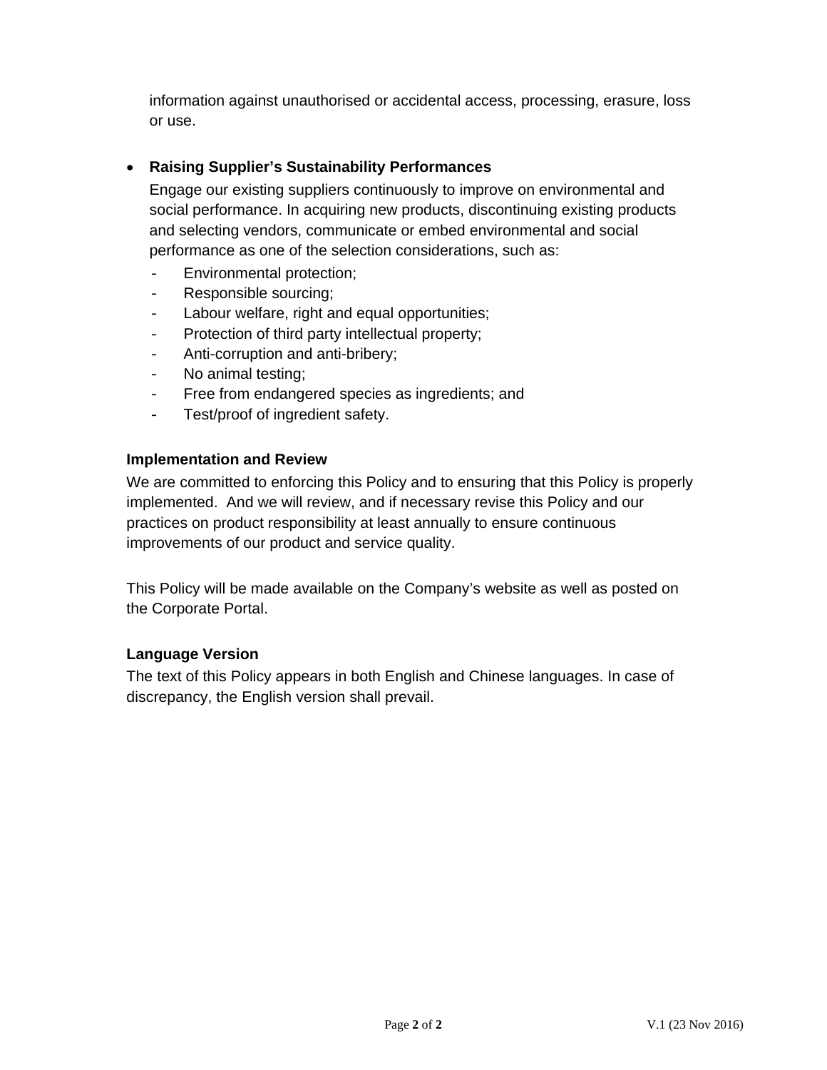information against unauthorised or accidental access, processing, erasure, loss or use.

- **Raising Supplier's Sustainability Performances**

  Engage our existing suppliers continuously to improve on environmental and social performance. In acquiring new products, discontinuing existing products and selecting vendors, communicate or embed environmental and social performance as one of the selection considerations, such as:

  - Environmental protection;
  - Responsible sourcing;
  - Labour welfare, right and equal opportunities;
  - Protection of third party intellectual property;
  - Anti-corruption and anti-bribery;
  - No animal testing;
  - Free from endangered species as ingredients; and
  - Test/proof of ingredient safety.

### Implementation and Review

We are committed to enforcing this Policy and to ensuring that this Policy is properly implemented. And we will review, and if necessary revise this Policy and our practices on product responsibility at least annually to ensure continuous improvements of our product and service quality.

This Policy will be made available on the Company's website as well as posted on the Corporate Portal.

### Language Version

The text of this Policy appears in both English and Chinese languages. In case of discrepancy, the English version shall prevail.

V.1 (23 Nov 2016)